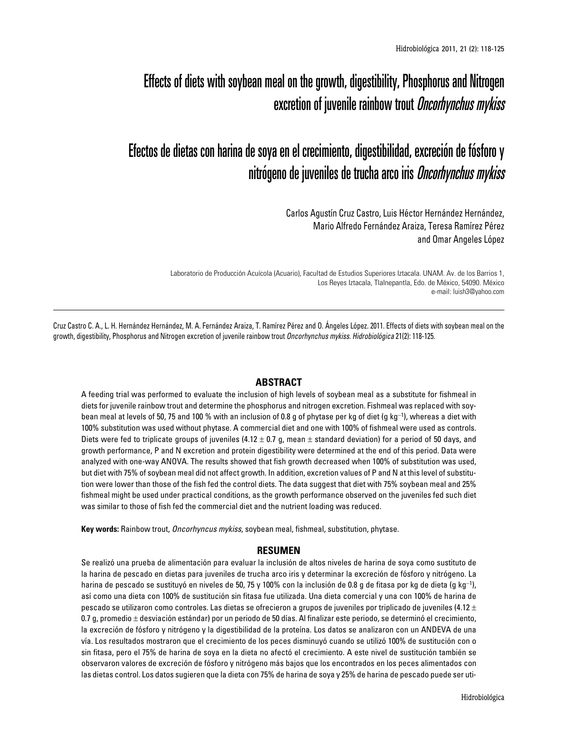# Effects of diets with soybean meal on the growth, digestibility, Phosphorus and Nitrogen excretion of juvenile rainbow trout *Oncorhynchus mykiss*

# Efectos de dietas con harina de soya en el crecimiento, digestibilidad, excreción de fósforo y nitrógeno de juveniles de trucha arco iris *Oncorhynchus mykiss*

Carlos Agustín Cruz Castro, Luis Héctor Hernández Hernández, Mario Alfredo Fernández Araiza, Teresa Ramírez Pérez and Omar Angeles López

Laboratorio de Producción Acuícola (Acuario), Facultad de Estudios Superiores Iztacala. UNAM. Av. de los Barrios 1, Los Reyes Iztacala, Tlalnepantla, Edo. de México, 54090. México
e-mail: luish3@yahoo.com

Cruz Castro C. A., L. H. Hernández Hernández, M. A. Fernández Araiza, T. Ramírez Pérez and O. Ángeles López. 2011. Effects of diets with soybean meal on the growth, digestibility, Phosphorus and Nitrogen excretion of juvenile rainbow trout *Oncorhynchus mykiss*. *Hidrobiológica* 21(2): 118-125.

## ABSTRACT

A feeding trial was performed to evaluate the inclusion of high levels of soybean meal as a substitute for fishmeal in diets for juvenile rainbow trout and determine the phosphorus and nitrogen excretion. Fishmeal was replaced with soybean meal at levels of 50, 75 and 100 % with an inclusion of 0.8 g of phytase per kg of diet (g $kg^{-1}$), whereas a diet with 100% substitution was used without phytase. A commercial diet and one with 100% of fishmeal were used as controls. Diets were fed to triplicate groups of juveniles (4.12 ± 0.7 g, mean ± standard deviation) for a period of 50 days, and growth performance, P and N excretion and protein digestibility were determined at the end of this period. Data were analyzed with one-way ANOVA. The results showed that fish growth decreased when 100% of substitution was used, but diet with 75% of soybean meal did not affect growth. In addition, excretion values of P and N at this level of substitution were lower than those of the fish fed the control diets. The data suggest that diet with 75% soybean meal and 25% fishmeal might be used under practical conditions, as the growth performance observed on the juveniles fed such diet was similar to those of fish fed the commercial diet and the nutrient loading was reduced.

**Key words:** Rainbow trout, *Oncorhyncus mykiss*, soybean meal, fishmeal, substitution, phytase.

## RESUMEN

Se realizó una prueba de alimentación para evaluar la inclusión de altos niveles de harina de soya como sustituto de la harina de pescado en dietas para juveniles de trucha arco iris y determinar la excreción de fósforo y nitrógeno. La harina de pescado se sustituyó en niveles de 50, 75 y 100% con la inclusión de 0.8 g de fitasa por kg de dieta (g $kg^{-1}$), así como una dieta con 100% de sustitución sin fitasa fue utilizada. Una dieta comercial y una con 100% de harina de pescado se utilizaron como controles. Las dietas se ofrecieron a grupos de juveniles por triplicado de juveniles (4.12 ± 0.7 g, promedio ± desviación estándar) por un periodo de 50 días. Al finalizar este periodo, se determinó el crecimiento, la excreción de fósforo y nitrógeno y la digestibilidad de la proteína. Los datos se analizaron con un ANDEVA de una vía. Los resultados mostraron que el crecimiento de los peces disminuyó cuando se utilizó 100% de sustitución con o sin fitasa, pero el 75% de harina de soya en la dieta no afectó el crecimiento. A este nivel de sustitución también se observaron valores de excreción de fósforo y nitrógeno más bajos que los encontrados en los peces alimentados con las dietas control. Los datos sugieren que la dieta con 75% de harina de soya y 25% de harina de pescado puede ser uti-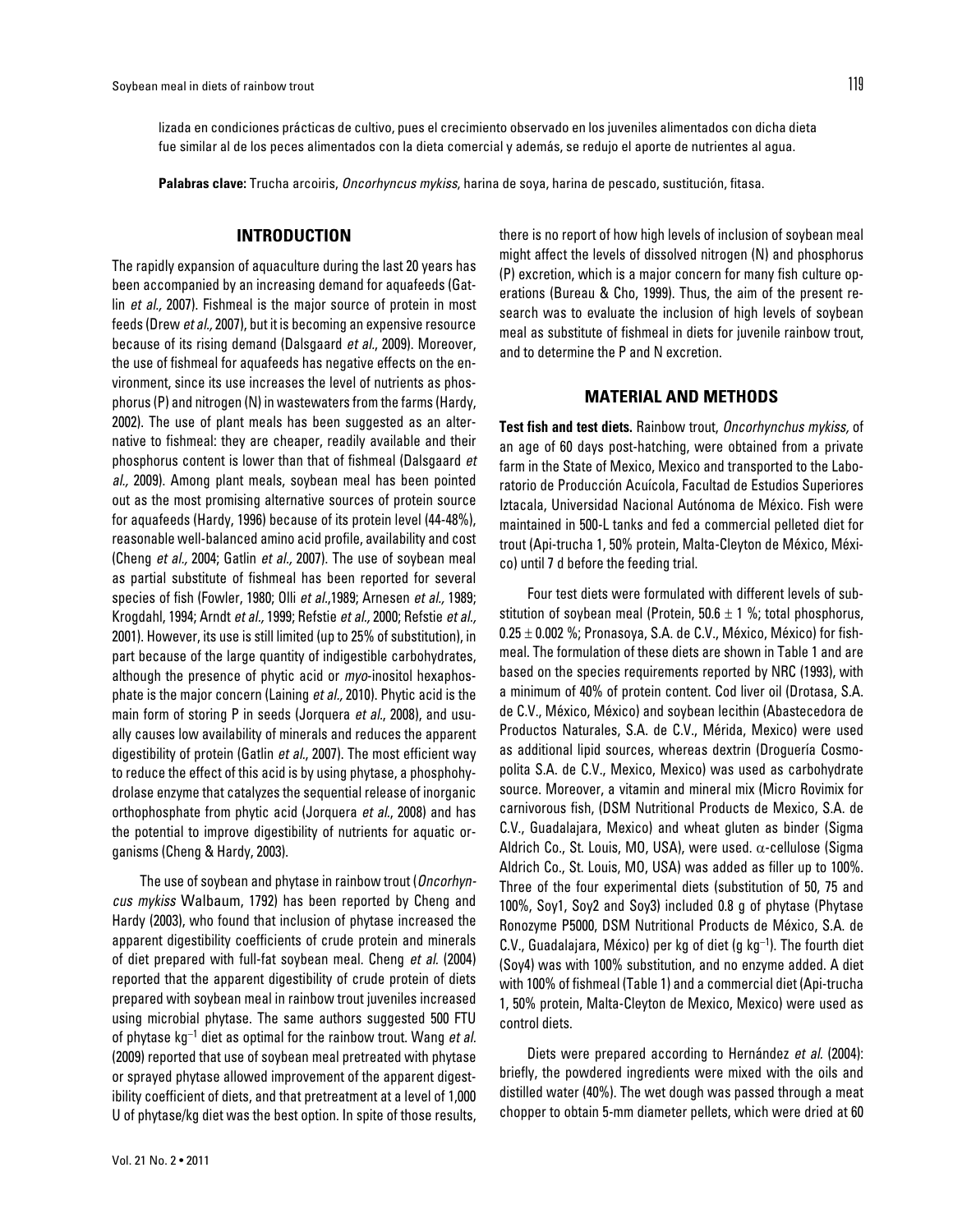lizada en condiciones prácticas de cultivo, pues el crecimiento observado en los juveniles alimentados con dicha dieta fue similar al de los peces alimentados con la dieta comercial y además, se redujo el aporte de nutrientes al agua.

**Palabras clave:** Trucha arcoiris, *Oncorhyncus mykiss*, harina de soya, harina de pescado, sustitución, fitasa.

## INTRODUCTION

The rapidly expansion of aquaculture during the last 20 years has been accompanied by an increasing demand for aquafeeds (Gatlin *et al.,* 2007). Fishmeal is the major source of protein in most feeds (Drew *et al.,* 2007), but it is becoming an expensive resource because of its rising demand (Dalsgaard *et al.*, 2009). Moreover, the use of fishmeal for aquafeeds has negative effects on the environment, since its use increases the level of nutrients as phosphorus (P) and nitrogen (N) in wastewaters from the farms (Hardy, 2002). The use of plant meals has been suggested as an alternative to fishmeal: they are cheaper, readily available and their phosphorus content is lower than that of fishmeal (Dalsgaard *et al.,* 2009). Among plant meals, soybean meal has been pointed out as the most promising alternative sources of protein source for aquafeeds (Hardy, 1996) because of its protein level (44-48%), reasonable well-balanced amino acid profile, availability and cost (Cheng *et al.,* 2004; Gatlin *et al.,* 2007). The use of soybean meal as partial substitute of fishmeal has been reported for several species of fish (Fowler, 1980; Olli *et al.*,1989; Arnesen *et al.,* 1989; Krogdahl, 1994; Arndt *et al.,* 1999; Refstie *et al.,* 2000; Refstie *et al.,* 2001). However, its use is still limited (up to 25% of substitution), in part because of the large quantity of indigestible carbohydrates, although the presence of phytic acid or *myo*-inositol hexaphosphate is the major concern (Laining *et al.,* 2010). Phytic acid is the main form of storing P in seeds (Jorquera *et al.*, 2008), and usually causes low availability of minerals and reduces the apparent digestibility of protein (Gatlin *et al.*, 2007). The most efficient way to reduce the effect of this acid is by using phytase, a phosphohydrolase enzyme that catalyzes the sequential release of inorganic orthophosphate from phytic acid (Jorquera *et al.*, 2008) and has the potential to improve digestibility of nutrients for aquatic organisms (Cheng & Hardy, 2003).

The use of soybean and phytase in rainbow trout (*Oncorhyncus mykiss* Walbaum, 1792) has been reported by Cheng and Hardy (2003), who found that inclusion of phytase increased the apparent digestibility coefficients of crude protein and minerals of diet prepared with full-fat soybean meal. Cheng *et al.* (2004) reported that the apparent digestibility of crude protein of diets prepared with soybean meal in rainbow trout juveniles increased using microbial phytase. The same authors suggested 500 FTU of phytase $kg^{-1}$ diet as optimal for the rainbow trout. Wang *et al.* (2009) reported that use of soybean meal pretreated with phytase or sprayed phytase allowed improvement of the apparent digestibility coefficient of diets, and that pretreatment at a level of 1,000 U of phytase/kg diet was the best option. In spite of those results, there is no report of how high levels of inclusion of soybean meal might affect the levels of dissolved nitrogen (N) and phosphorus (P) excretion, which is a major concern for many fish culture operations (Bureau & Cho, 1999). Thus, the aim of the present research was to evaluate the inclusion of high levels of soybean meal as substitute of fishmeal in diets for juvenile rainbow trout, and to determine the P and N excretion.

## MATERIAL AND METHODS

**Test fish and test diets.** Rainbow trout, *Oncorhynchus mykiss,* of an age of 60 days post-hatching, were obtained from a private farm in the State of Mexico, Mexico and transported to the Laboratorio de Producción Acuícola, Facultad de Estudios Superiores Iztacala, Universidad Nacional Autónoma de México. Fish were maintained in 500-L tanks and fed a commercial pelleted diet for trout (Api-trucha 1, 50% protein, Malta-Cleyton de México, México) until 7 d before the feeding trial.

Four test diets were formulated with different levels of substitution of soybean meal (Protein, $50.6 \pm 1$ %; total phosphorus, $0.25 \pm 0.002$ %; Pronasoya, S.A. de C.V., México, México) for fishmeal. The formulation of these diets are shown in Table 1 and are based on the species requirements reported by NRC (1993), with a minimum of 40% of protein content. Cod liver oil (Drotasa, S.A. de C.V., México, México) and soybean lecithin (Abastecedora de Productos Naturales, S.A. de C.V., Mérida, Mexico) were used as additional lipid sources, whereas dextrin (Droguería Cosmopolita S.A. de C.V., Mexico, Mexico) was used as carbohydrate source. Moreover, a vitamin and mineral mix (Micro Rovimix for carnivorous fish, (DSM Nutritional Products de Mexico, S.A. de C.V., Guadalajara, Mexico) and wheat gluten as binder (Sigma Aldrich Co., St. Louis, MO, USA), were used. $\alpha$-cellulose (Sigma Aldrich Co., St. Louis, MO, USA) was added as filler up to 100%. Three of the four experimental diets (substitution of 50, 75 and 100%, Soy1, Soy2 and Soy3) included 0.8 g of phytase (Phytase Ronozyme P5000, DSM Nutritional Products de México, S.A. de C.V., Guadalajara, México) per kg of diet (g $kg^{-1}$). The fourth diet (Soy4) was with 100% substitution, and no enzyme added. A diet with 100% of fishmeal (Table 1) and a commercial diet (Api-trucha 1, 50% protein, Malta-Cleyton de Mexico, Mexico) were used as control diets.

Diets were prepared according to Hernández *et al.* (2004): briefly, the powdered ingredients were mixed with the oils and distilled water (40%). The wet dough was passed through a meat chopper to obtain 5-mm diameter pellets, which were dried at 60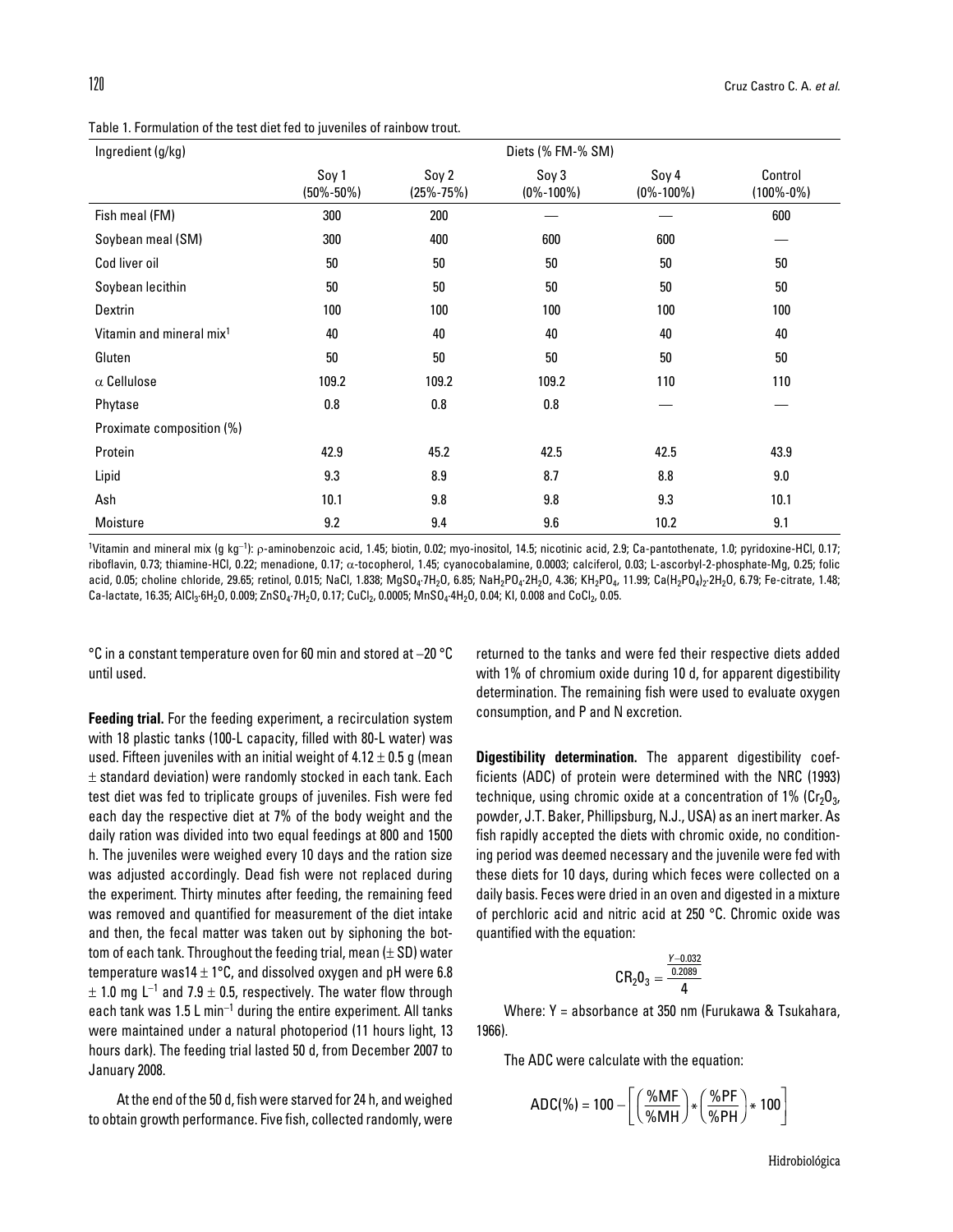Table 1. Formulation of the test diet fed to juveniles of rainbow trout.

| Ingredient (g/kg) | Diets (% FM-% SM) | | | | |
|---|---|---|---|---|---|
| | Soy 1 (50%-50%) | Soy 2 (25%-75%) | Soy 3 (0%-100%) | Soy 4 (0%-100%) | Control (100%-0%) |
| Fish meal (FM) | 300 | 200 | — | — | 600 |
| Soybean meal (SM) | 300 | 400 | 600 | 600 | — |
| Cod liver oil | 50 | 50 | 50 | 50 | 50 |
| Soybean lecithin | 50 | 50 | 50 | 50 | 50 |
| Dextrin | 100 | 100 | 100 | 100 | 100 |
| Vitamin and mineral mix[1] | 40 | 40 | 40 | 40 | 40 |
| Gluten | 50 | 50 | 50 | 50 | 50 |
| $\alpha$ Cellulose | 109.2 | 109.2 | 109.2 | 110 | 110 |
| Phytase | 0.8 | 0.8 | 0.8 | — | — |
| Proximate composition (%) | | | | | |
| Protein | 42.9 | 45.2 | 42.5 | 42.5 | 43.9 |
| Lipid | 9.3 | 8.9 | 8.7 | 8.8 | 9.0 |
| Ash | 10.1 | 9.8 | 9.8 | 9.3 | 10.1 |
| Moisture | 9.2 | 9.4 | 9.6 | 10.2 | 9.1 |

[1]Vitamin and mineral mix (g $kg^{-1}$): $\rho$-aminobenzoic acid, 1.45; biotin, 0.02; myo-inositol, 14.5; nicotinic acid, 2.9; Ca-pantothenate, 1.0; pyridoxine-HCl, 0.17; riboflavin, 0.73; thiamine-HCl, 0.22; menadione, 0.17; $\alpha$-tocopherol, 1.45; cyanocobalamine, 0.0003; calciferol, 0.03; L-ascorbyl-2-phosphate-Mg, 0.25; folic acid, 0.05; choline chloride, 29.65; retinol, 0.015; NaCl, 1.838; $MgSO_4{\cdot}7H_2O$, 6.85; $NaH_2PO_4{\cdot}2H_2O$, 4.36; $KH_2PO_4$, 11.99; $Ca(H_2PO_4)_2{\cdot}2H_2O$, 6.79; Fe-citrate, 1.48; Ca-lactate, 16.35; $AlCl_3{\cdot}6H_2O$, 0.009; $ZnSO_4{\cdot}7H_2O$, 0.17; $CuCl_2$, 0.0005; $MnSO_4{\cdot}4H_2O$, 0.04; KI, 0.008 and $CoCl_2$, 0.05.

°C in a constant temperature oven for 60 min and stored at –20 °C until used.

**Feeding trial.** For the feeding experiment, a recirculation system with 18 plastic tanks (100-L capacity, filled with 80-L water) was used. Fifteen juveniles with an initial weight of 4.12 ± 0.5 g (mean ± standard deviation) were randomly stocked in each tank. Each test diet was fed to triplicate groups of juveniles. Fish were fed each day the respective diet at 7% of the body weight and the daily ration was divided into two equal feedings at 800 and 1500 h. The juveniles were weighed every 10 days and the ration size was adjusted accordingly. Dead fish were not replaced during the experiment. Thirty minutes after feeding, the remaining feed was removed and quantified for measurement of the diet intake and then, the fecal matter was taken out by siphoning the bottom of each tank. Throughout the feeding trial, mean (± SD) water temperature was14 ± 1°C, and dissolved oxygen and pH were 6.8 ± 1.0 mg $L^{-1}$ and 7.9 ± 0.5, respectively. The water flow through each tank was 1.5 L $min^{-1}$ during the entire experiment. All tanks were maintained under a natural photoperiod (11 hours light, 13 hours dark). The feeding trial lasted 50 d, from December 2007 to January 2008.

At the end of the 50 d, fish were starved for 24 h, and weighed to obtain growth performance. Five fish, collected randomly, were returned to the tanks and were fed their respective diets added with 1% of chromium oxide during 10 d, for apparent digestibility determination. The remaining fish were used to evaluate oxygen consumption, and P and N excretion.

**Digestibility determination.** The apparent digestibility coefficients (ADC) of protein were determined with the NRC (1993) technique, using chromic oxide at a concentration of 1% ($Cr_2O_3$, powder, J.T. Baker, Phillipsburg, N.J., USA) as an inert marker. As fish rapidly accepted the diets with chromic oxide, no conditioning period was deemed necessary and the juvenile were fed with these diets for 10 days, during which feces were collected on a daily basis. Feces were dried in an oven and digested in a mixture of perchloric acid and nitric acid at 250 °C. Chromic oxide was quantified with the equation:

$$CR_2O_3 = \frac{\frac{Y-0.032}{0.2089}}{4}$$

Where: Y = absorbance at 350 nm (Furukawa & Tsukahara, 1966).

The ADC were calculate with the equation:

$$ADC(\%) = 100 - \left[\left(\frac{\%MF}{\%MH}\right) * \left(\frac{\%PF}{\%PH}\right) * 100\right]$$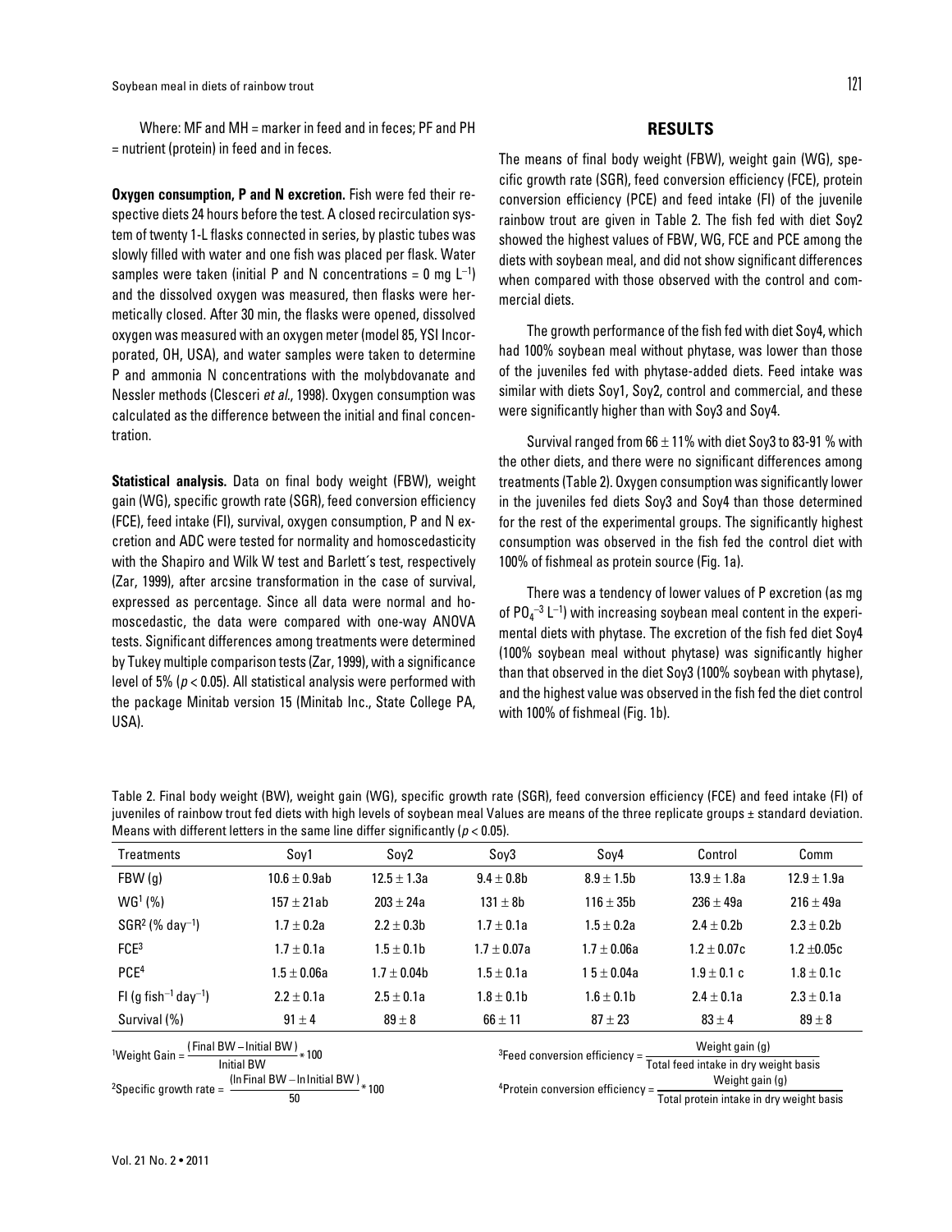Where: MF and MH = marker in feed and in feces; PF and PH = nutrient (protein) in feed and in feces.

**Oxygen consumption, P and N excretion.** Fish were fed their respective diets 24 hours before the test. A closed recirculation system of twenty 1-L flasks connected in series, by plastic tubes was slowly filled with water and one fish was placed per flask. Water samples were taken (initial P and N concentrations = 0 mg $L^{-1}$) and the dissolved oxygen was measured, then flasks were hermetically closed. After 30 min, the flasks were opened, dissolved oxygen was measured with an oxygen meter (model 85, YSI Incorporated, OH, USA), and water samples were taken to determine P and ammonia N concentrations with the molybdovanate and Nessler methods (Clesceri *et al.,* 1998). Oxygen consumption was calculated as the difference between the initial and final concentration.

**Statistical analysis.** Data on final body weight (FBW), weight gain (WG), specific growth rate (SGR), feed conversion efficiency (FCE), feed intake (FI), survival, oxygen consumption, P and N excretion and ADC were tested for normality and homoscedasticity with the Shapiro and Wilk W test and Barlett´s test, respectively (Zar, 1999), after arcsine transformation in the case of survival, expressed as percentage. Since all data were normal and homoscedastic, the data were compared with one-way ANOVA tests. Significant differences among treatments were determined by Tukey multiple comparison tests (Zar, 1999), with a significance level of 5% ($p < 0.05$). All statistical analysis were performed with the package Minitab version 15 (Minitab Inc., State College PA, USA).

## RESULTS

The means of final body weight (FBW), weight gain (WG), specific growth rate (SGR), feed conversion efficiency (FCE), protein conversion efficiency (PCE) and feed intake (FI) of the juvenile rainbow trout are given in Table 2. The fish fed with diet Soy2 showed the highest values of FBW, WG, FCE and PCE among the diets with soybean meal, and did not show significant differences when compared with those observed with the control and commercial diets.

The growth performance of the fish fed with diet Soy4, which had 100% soybean meal without phytase, was lower than those of the juveniles fed with phytase-added diets. Feed intake was similar with diets Soy1, Soy2, control and commercial, and these were significantly higher than with Soy3 and Soy4.

Survival ranged from 66 ± 11% with diet Soy3 to 83-91 % with the other diets, and there were no significant differences among treatments (Table 2). Oxygen consumption was significantly lower in the juveniles fed diets Soy3 and Soy4 than those determined for the rest of the experimental groups. The significantly highest consumption was observed in the fish fed the control diet with 100% of fishmeal as protein source (Fig. 1a).

There was a tendency of lower values of P excretion (as mg of $PO_4^{-3}$ $L^{-1}$) with increasing soybean meal content in the experimental diets with phytase. The excretion of the fish fed diet Soy4 (100% soybean meal without phytase) was significantly higher than that observed in the diet Soy3 (100% soybean with phytase), and the highest value was observed in the fish fed the diet control with 100% of fishmeal (Fig. 1b).

Table 2. Final body weight (BW), weight gain (WG), specific growth rate (SGR), feed conversion efficiency (FCE) and feed intake (FI) of juveniles of rainbow trout fed diets with high levels of soybean meal Values are means of the three replicate groups ± standard deviation. Means with different letters in the same line differ significantly ($p < 0.05$).

| Treatments | Soy1 | Soy2 | Soy3 | Soy4 | Control | Comm |
|---|---|---|---|---|---|---|
| FBW (g) | 10.6 ± 0.9ab | 12.5 ± 1.3a | 9.4 ± 0.8b | 8.9 ± 1.5b | 13.9 ± 1.8a | 12.9 ± 1.9a |
| WG[1] (%) | 157 ± 21ab | 203 ± 24a | 131 ± 8b | 116 ± 35b | 236 ± 49a | 216 ± 49a |
| SGR[2] (% $day^{-1}$) | 1.7 ± 0.2a | 2.2 ± 0.3b | 1.7 ± 0.1a | 1.5 ± 0.2a | 2.4 ± 0.2b | 2.3 ± 0.2b |
| FCE[3] | 1.7 ± 0.1a | 1.5 ± 0.1b | 1.7 ± 0.07a | 1.7 ± 0.06a | 1.2 ± 0.07c | 1.2 ±0.05c |
| PCE[4] | 1.5 ± 0.06a | 1.7 ± 0.04b | 1.5 ± 0.1a | 1 5 ± 0.04a | 1.9 ± 0.1 c | 1.8 ± 0.1c |
| FI (g $fish^{-1}$ $day^{-1}$) | 2.2 ± 0.1a | 2.5 ± 0.1a | 1.8 ± 0.1b | 1.6 ± 0.1b | 2.4 ± 0.1a | 2.3 ± 0.1a |
| Survival (%) | 91 ± 4 | 89 ± 8 | 66 ± 11 | 87 ± 23 | 83 ± 4 | 89 ± 8 |

[1]Weight Gain = $\frac{(\text{Final BW} - \text{Initial BW})}{\text{Initial BW}} * 100$

[2]Specific growth rate = $\frac{(\ln \text{Final BW} - \ln \text{Initial BW})}{50} * 100$

[3]Feed conversion efficiency = $\frac{\text{Weight gain (g)}}{\text{Total feed intake in dry weight basis}}$

[4]Protein conversion efficiency = $\frac{\text{Weight gain (g)}}{\text{Total protein intake in dry weight basis}}$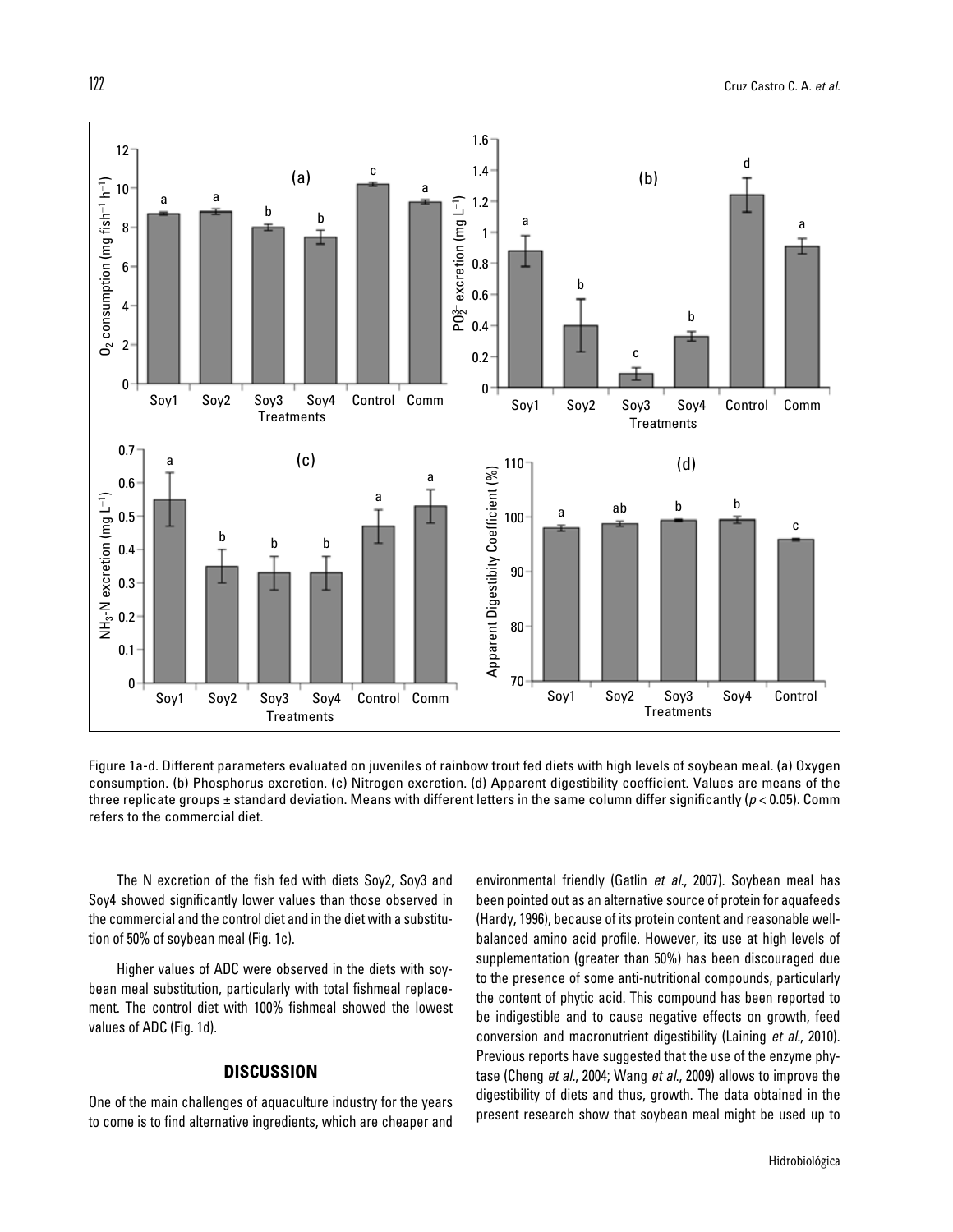Figure 1a-d. Different parameters evaluated on juveniles of rainbow trout fed diets with high levels of soybean meal. (a) Oxygen consumption. (b) Phosphorus excretion. (c) Nitrogen excretion. (d) Apparent digestibility coefficient. Values are means of the three replicate groups ± standard deviation. Means with different letters in the same column differ significantly ($p < 0.05$). Comm refers to the commercial diet.

The N excretion of the fish fed with diets Soy2, Soy3 and Soy4 showed significantly lower values than those observed in the commercial and the control diet and in the diet with a substitution of 50% of soybean meal (Fig. 1c).

Higher values of ADC were observed in the diets with soybean meal substitution, particularly with total fishmeal replacement. The control diet with 100% fishmeal showed the lowest values of ADC (Fig. 1d).

## DISCUSSION

One of the main challenges of aquaculture industry for the years to come is to find alternative ingredients, which are cheaper and environmental friendly (Gatlin *et al.*, 2007). Soybean meal has been pointed out as an alternative source of protein for aquafeeds (Hardy, 1996), because of its protein content and reasonable well-balanced amino acid profile. However, its use at high levels of supplementation (greater than 50%) has been discouraged due to the presence of some anti-nutritional compounds, particularly the content of phytic acid. This compound has been reported to be indigestible and to cause negative effects on growth, feed conversion and macronutrient digestibility (Laining *et al.*, 2010). Previous reports have suggested that the use of the enzyme phytase (Cheng *et al.*, 2004; Wang *et al.*, 2009) allows to improve the digestibility of diets and thus, growth. The data obtained in the present research show that soybean meal might be used up to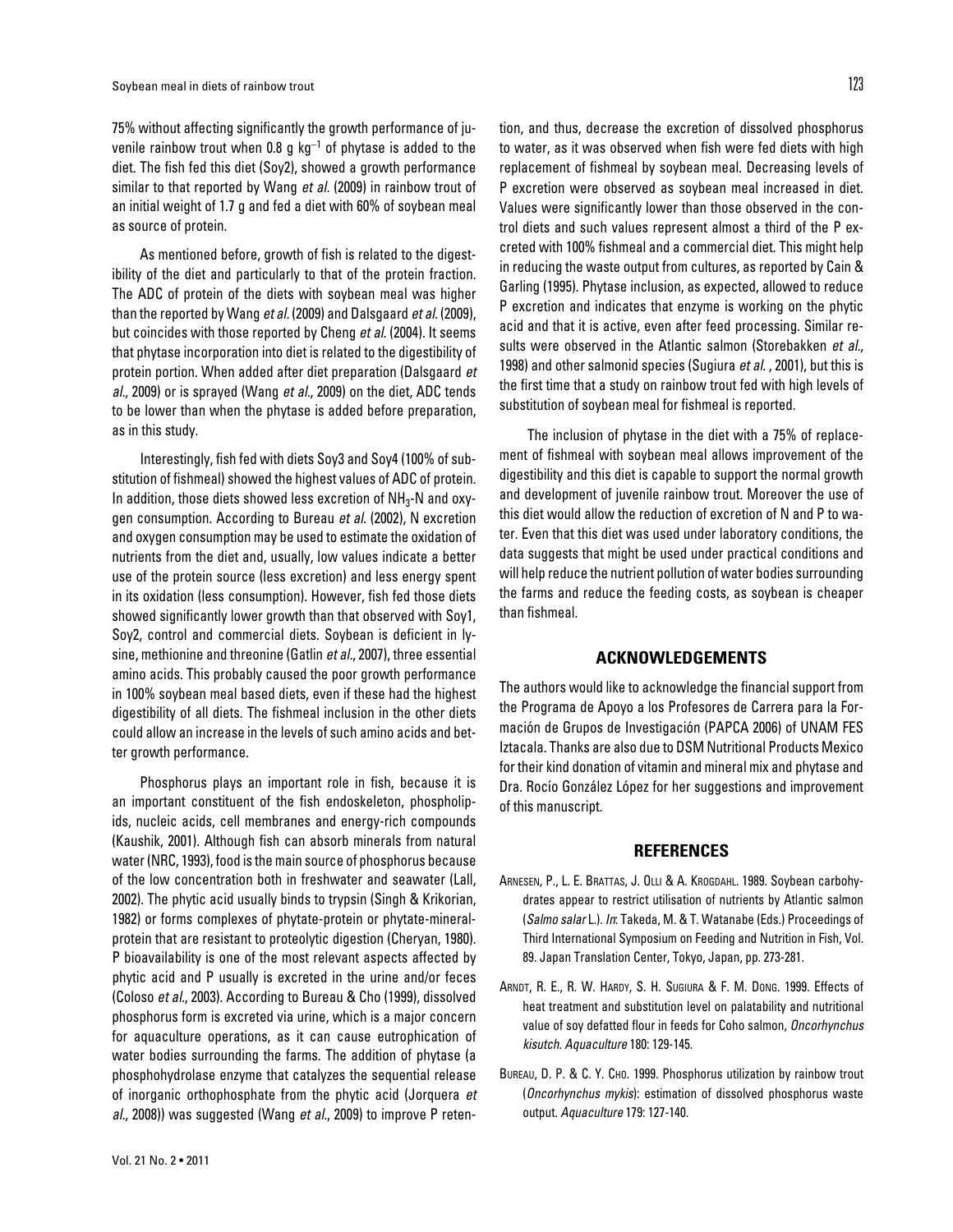75% without affecting significantly the growth performance of juvenile rainbow trout when 0.8 g $kg^{-1}$ of phytase is added to the diet. The fish fed this diet (Soy2), showed a growth performance similar to that reported by Wang *et al.* (2009) in rainbow trout of an initial weight of 1.7 g and fed a diet with 60% of soybean meal as source of protein.

As mentioned before, growth of fish is related to the digestibility of the diet and particularly to that of the protein fraction. The ADC of protein of the diets with soybean meal was higher than the reported by Wang *et al.* (2009) and Dalsgaard *et al.* (2009), but coincides with those reported by Cheng *et al.* (2004). It seems that phytase incorporation into diet is related to the digestibility of protein portion. When added after diet preparation (Dalsgaard *et al.*, 2009) or is sprayed (Wang *et al.*, 2009) on the diet, ADC tends to be lower than when the phytase is added before preparation, as in this study.

Interestingly, fish fed with diets Soy3 and Soy4 (100% of substitution of fishmeal) showed the highest values of ADC of protein. In addition, those diets showed less excretion of $NH_3$-N and oxygen consumption. According to Bureau *et al.* (2002), N excretion and oxygen consumption may be used to estimate the oxidation of nutrients from the diet and, usually, low values indicate a better use of the protein source (less excretion) and less energy spent in its oxidation (less consumption). However, fish fed those diets showed significantly lower growth than that observed with Soy1, Soy2, control and commercial diets. Soybean is deficient in lysine, methionine and threonine (Gatlin *et al.*, 2007), three essential amino acids. This probably caused the poor growth performance in 100% soybean meal based diets, even if these had the highest digestibility of all diets. The fishmeal inclusion in the other diets could allow an increase in the levels of such amino acids and better growth performance.

Phosphorus plays an important role in fish, because it is an important constituent of the fish endoskeleton, phospholipids, nucleic acids, cell membranes and energy-rich compounds (Kaushik, 2001). Although fish can absorb minerals from natural water (NRC, 1993), food is the main source of phosphorus because of the low concentration both in freshwater and seawater (Lall, 2002). The phytic acid usually binds to trypsin (Singh & Krikorian, 1982) or forms complexes of phytate-protein or phytate-mineral-protein that are resistant to proteolytic digestion (Cheryan, 1980). P bioavailability is one of the most relevant aspects affected by phytic acid and P usually is excreted in the urine and/or feces (Coloso *et al.*, 2003). According to Bureau & Cho (1999), dissolved phosphorus form is excreted via urine, which is a major concern for aquaculture operations, as it can cause eutrophication of water bodies surrounding the farms. The addition of phytase (a phosphohydrolase enzyme that catalyzes the sequential release of inorganic orthophosphate from the phytic acid (Jorquera *et al.*, 2008)) was suggested (Wang *et al.*, 2009) to improve P retention, and thus, decrease the excretion of dissolved phosphorus to water, as it was observed when fish were fed diets with high replacement of fishmeal by soybean meal. Decreasing levels of P excretion were observed as soybean meal increased in diet. Values were significantly lower than those observed in the control diets and such values represent almost a third of the P excreted with 100% fishmeal and a commercial diet. This might help in reducing the waste output from cultures, as reported by Cain & Garling (1995). Phytase inclusion, as expected, allowed to reduce P excretion and indicates that enzyme is working on the phytic acid and that it is active, even after feed processing. Similar results were observed in the Atlantic salmon (Storebakken *et al.*, 1998) and other salmonid species (Sugiura *et al.* , 2001), but this is the first time that a study on rainbow trout fed with high levels of substitution of soybean meal for fishmeal is reported.

The inclusion of phytase in the diet with a 75% of replacement of fishmeal with soybean meal allows improvement of the digestibility and this diet is capable to support the normal growth and development of juvenile rainbow trout. Moreover the use of this diet would allow the reduction of excretion of N and P to water. Even that this diet was used under laboratory conditions, the data suggests that might be used under practical conditions and will help reduce the nutrient pollution of water bodies surrounding the farms and reduce the feeding costs, as soybean is cheaper than fishmeal.

## ACKNOWLEDGEMENTS

The authors would like to acknowledge the financial support from the Programa de Apoyo a los Profesores de Carrera para la Formación de Grupos de Investigación (PAPCA 2006) of UNAM FES Iztacala. Thanks are also due to DSM Nutritional Products Mexico for their kind donation of vitamin and mineral mix and phytase and Dra. Rocío González López for her suggestions and improvement of this manuscript.

## REFERENCES

Arnesen, P., L. E. Brattas, J. Olli & A. Krogdahl. 1989. Soybean carbohydrates appear to restrict utilisation of nutrients by Atlantic salmon (*Salmo salar* L.). *In*: Takeda, M. & T. Watanabe (Eds.) Proceedings of Third International Symposium on Feeding and Nutrition in Fish, Vol. 89. Japan Translation Center, Tokyo, Japan, pp. 273-281.

Arndt, R. E., R. W. Hardy, S. H. Sugiura & F. M. Dong. 1999. Effects of heat treatment and substitution level on palatability and nutritional value of soy defatted flour in feeds for Coho salmon, *Oncorhynchus kisutch*. *Aquaculture* 180: 129-145.

Bureau, D. P. & C. Y. Cho. 1999. Phosphorus utilization by rainbow trout (*Oncorhynchus mykis*): estimation of dissolved phosphorus waste output. *Aquaculture* 179: 127-140.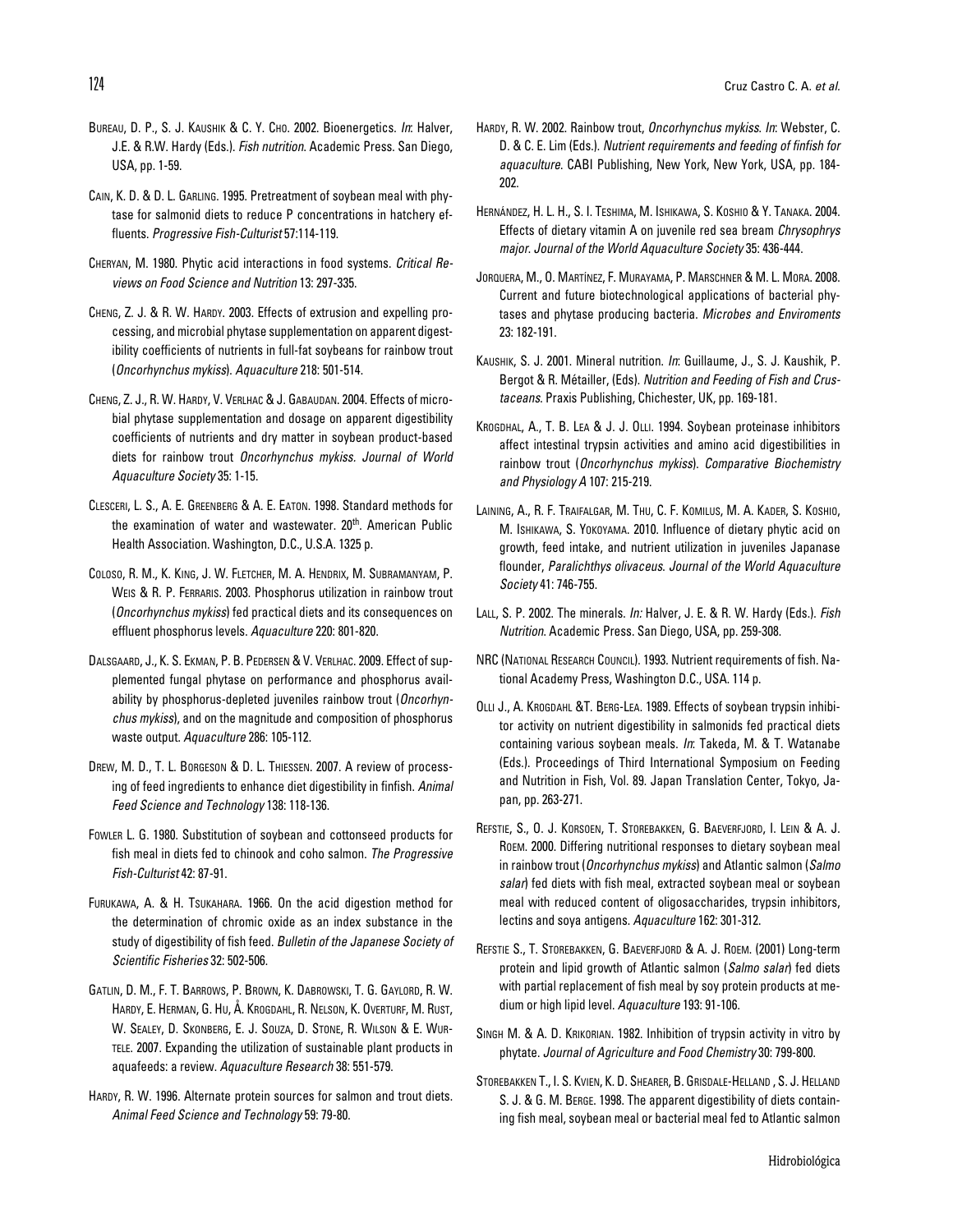Bureau, D. P., S. J. Kaushik & C. Y. Cho. 2002. Bioenergetics. *In*: Halver, J.E. & R.W. Hardy (Eds.). *Fish nutrition*. Academic Press. San Diego, USA, pp. 1-59.

Cain, K. D. & D. L. Garling. 1995. Pretreatment of soybean meal with phytase for salmonid diets to reduce P concentrations in hatchery effluents. *Progressive Fish-Culturist* 57:114-119.

Cheryan, M. 1980. Phytic acid interactions in food systems. *Critical Reviews on Food Science and Nutrition* 13: 297-335.

Cheng, Z. J. & R. W. Hardy. 2003. Effects of extrusion and expelling processing, and microbial phytase supplementation on apparent digestibility coefficients of nutrients in full-fat soybeans for rainbow trout (*Oncorhynchus mykiss*). *Aquaculture* 218: 501-514.

Cheng, Z. J., R. W. Hardy, V. Verlhac & J. Gabaudan. 2004. Effects of microbial phytase supplementation and dosage on apparent digestibility coefficients of nutrients and dry matter in soybean product-based diets for rainbow trout *Oncorhynchus mykiss*. *Journal of World Aquaculture Society* 35: 1-15.

Clesceri, L. S., A. E. Greenberg & A. E. Eaton. 1998. Standard methods for the examination of water and wastewater. 20th. American Public Health Association. Washington, D.C., U.S.A. 1325 p.

Coloso, R. M., K. King, J. W. Fletcher, M. A. Hendrix, M. Subramanyam, P. Weis & R. P. Ferraris. 2003. Phosphorus utilization in rainbow trout (*Oncorhynchus mykiss*) fed practical diets and its consequences on effluent phosphorus levels. *Aquaculture* 220: 801-820.

Dalsgaard, J., K. S. Ekman, P. B. Pedersen & V. Verlhac. 2009. Effect of supplemented fungal phytase on performance and phosphorus availability by phosphorus-depleted juveniles rainbow trout (*Oncorhynchus mykiss*), and on the magnitude and composition of phosphorus waste output. *Aquaculture* 286: 105-112.

Drew, M. D., T. L. Borgeson & D. L. Thiessen. 2007. A review of processing of feed ingredients to enhance diet digestibility in finfish. *Animal Feed Science and Technology* 138: 118-136.

Fowler L. G. 1980. Substitution of soybean and cottonseed products for fish meal in diets fed to chinook and coho salmon. *The Progressive Fish-Culturist* 42: 87-91.

Furukawa, A. & H. Tsukahara. 1966. On the acid digestion method for the determination of chromic oxide as an index substance in the study of digestibility of fish feed. *Bulletin of the Japanese Society of Scientific Fisheries* 32: 502-506.

Gatlin, D. M., F. T. Barrows, P. Brown, K. Dabrowski, T. G. Gaylord, R. W. Hardy, E. Herman, G. Hu, Å. Krogdahl, R. Nelson, K. Overturf, M. Rust, W. Sealey, D. Skonberg, E. J. Souza, D. Stone, R. Wilson & E. Wurtele. 2007. Expanding the utilization of sustainable plant products in aquafeeds: a review. *Aquaculture Research* 38: 551-579.

Hardy, R. W. 1996. Alternate protein sources for salmon and trout diets. *Animal Feed Science and Technology* 59: 79-80.

Hardy, R. W. 2002. Rainbow trout, *Oncorhynchus mykiss*. *In*: Webster, C. D. & C. E. Lim (Eds.). *Nutrient requirements and feeding of finfish for aquaculture*. CABI Publishing, New York, New York, USA, pp. 184-202.

Hernández, H. L. H., S. I. Teshima, M. Ishikawa, S. Koshio & Y. Tanaka. 2004. Effects of dietary vitamin A on juvenile red sea bream *Chrysophrys major*. *Journal of the World Aquaculture Society* 35: 436-444.

Jorquera, M., O. Martínez, F. Murayama, P. Marschner & M. L. Mora. 2008. Current and future biotechnological applications of bacterial phytases and phytase producing bacteria. *Microbes and Enviroments* 23: 182-191.

Kaushik, S. J. 2001. Mineral nutrition. *In*: Guillaume, J., S. J. Kaushik, P. Bergot & R. Métailler, (Eds). *Nutrition and Feeding of Fish and Crustaceans*. Praxis Publishing, Chichester, UK, pp. 169-181.

Krogdhal, A., T. B. Lea & J. J. Olli. 1994. Soybean proteinase inhibitors affect intestinal trypsin activities and amino acid digestibilities in rainbow trout (*Oncorhynchus mykiss*). *Comparative Biochemistry and Physiology A* 107: 215-219.

Laining, A., R. F. Traifalgar, M. Thu, C. F. Komilus, M. A. Kader, S. Koshio, M. Ishikawa, S. Yokoyama. 2010. Influence of dietary phytic acid on growth, feed intake, and nutrient utilization in juveniles Japanase flounder, *Paralichthys olivaceus*. *Journal of the World Aquaculture Society* 41: 746-755.

Lall, S. P. 2002. The minerals. *In:* Halver, J. E. & R. W. Hardy (Eds.). *Fish Nutrition*. Academic Press. San Diego, USA, pp. 259-308.

NRC (National Research Council). 1993. Nutrient requirements of fish. National Academy Press, Washington D.C., USA. 114 p.

Olli J., A. Krogdahl &T. Berg-Lea. 1989. Effects of soybean trypsin inhibitor activity on nutrient digestibility in salmonids fed practical diets containing various soybean meals. *In*: Takeda, M. & T. Watanabe (Eds.). Proceedings of Third International Symposium on Feeding and Nutrition in Fish, Vol. 89. Japan Translation Center, Tokyo, Japan, pp. 263-271.

Refstie, S., O. J. Korsoen, T. Storebakken, G. Baeverfjord, I. Lein & A. J. Roem. 2000. Differing nutritional responses to dietary soybean meal in rainbow trout (*Oncorhynchus mykiss*) and Atlantic salmon (*Salmo salar*) fed diets with fish meal, extracted soybean meal or soybean meal with reduced content of oligosaccharides, trypsin inhibitors, lectins and soya antigens. *Aquaculture* 162: 301-312.

Refstie S., T. Storebakken, G. Baeverfjord & A. J. Roem. (2001) Long-term protein and lipid growth of Atlantic salmon (*Salmo salar*) fed diets with partial replacement of fish meal by soy protein products at medium or high lipid level. *Aquaculture* 193: 91-106.

Singh M. & A. D. Krikorian. 1982. Inhibition of trypsin activity in vitro by phytate. *Journal of Agriculture and Food Chemistry* 30: 799-800.

Storebakken T., I. S. Kvien, K. D. Shearer, B. Grisdale-Helland , S. J. Helland S. J. & G. M. Berge. 1998. The apparent digestibility of diets containing fish meal, soybean meal or bacterial meal fed to Atlantic salmon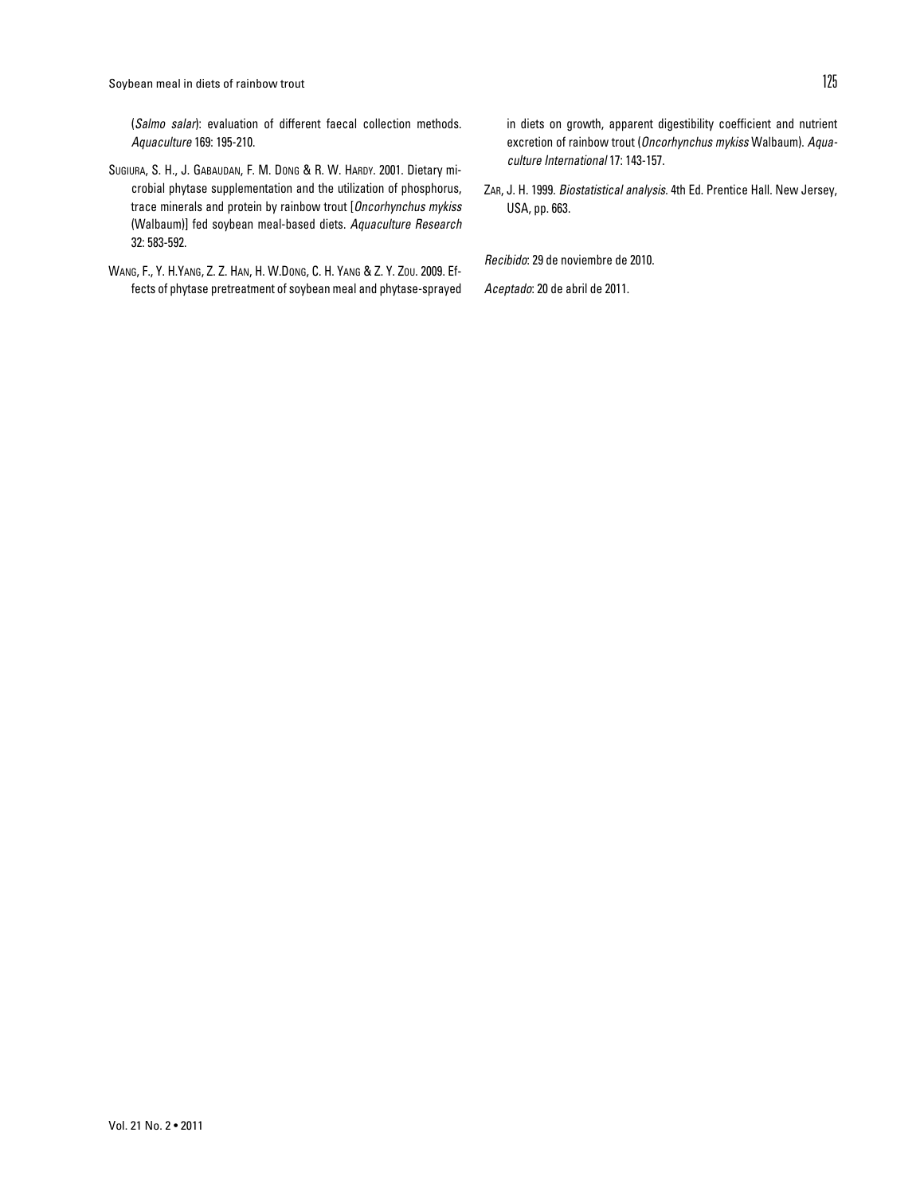(*Salmo salar*): evaluation of different faecal collection methods. *Aquaculture* 169: 195-210.

Sugiura, S. H., J. Gabaudan, F. M. Dong & R. W. Hardy. 2001. Dietary microbial phytase supplementation and the utilization of phosphorus, trace minerals and protein by rainbow trout [*Oncorhynchus mykiss* (Walbaum)] fed soybean meal-based diets. *Aquaculture Research* 32: 583-592.

Wang, F., Y. H.Yang, Z. Z. Han, H. W.Dong, C. H. Yang & Z. Y. Zou. 2009. Effects of phytase pretreatment of soybean meal and phytase-sprayed in diets on growth, apparent digestibility coefficient and nutrient excretion of rainbow trout (*Oncorhynchus mykiss* Walbaum). *Aquaculture International* 17: 143-157.

Zar, J. H. 1999. *Biostatistical analysis*. 4th Ed. Prentice Hall. New Jersey, USA, pp. 663.

*Recibido*: 29 de noviembre de 2010.

*Aceptado*: 20 de abril de 2011.